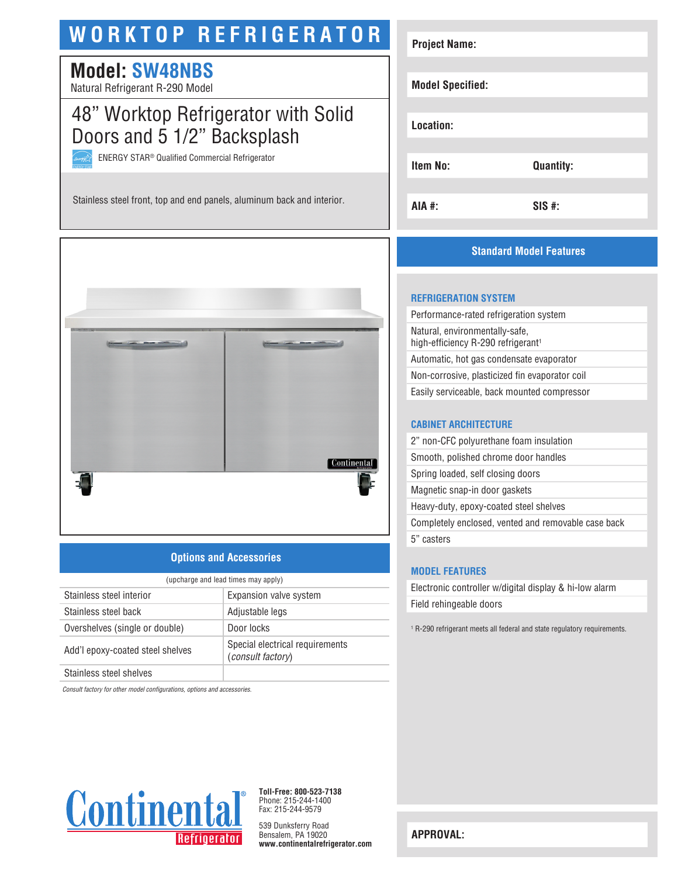# WORKTOP REFRIGERATOR

## Model: SW48NBS

Natural Refrigerant R-290 Model

## 48" Worktop Refrigerator with Solid Doors and 5 1/2" Backsplash

ENERGY STAR® Qualified Commercial Refrigerator

Stainless steel front, top and end panels, aluminum back and interior.

| | |
|---|---|
| **Project Name:** | |
| **Model Specified:** | |
| **Location:** | |
| **Item No:** | **Quantity:** |
| **AIA #:** | **SIS #:** |

## Standard Model Features

### REFRIGERATION SYSTEM

- Performance-rated refrigeration system
- Natural, environmentally-safe, high-efficiency R-290 refrigerant[1]
- Automatic, hot gas condensate evaporator
- Non-corrosive, plasticized fin evaporator coil
- Easily serviceable, back mounted compressor

### CABINET ARCHITECTURE

- 2" non-CFC polyurethane foam insulation
- Smooth, polished chrome door handles
- Spring loaded, self closing doors
- Magnetic snap-in door gaskets
- Heavy-duty, epoxy-coated steel shelves
- Completely enclosed, vented and removable case back
- 5" casters

### MODEL FEATURES

- Electronic controller w/digital display & hi-low alarm
- Field rehingeable doors

[1] R-290 refrigerant meets all federal and state regulatory requirements.

## Options and Accessories

(upcharge and lead times may apply)

| | |
|---|---|
| Stainless steel interior | Expansion valve system |
| Stainless steel back | Adjustable legs |
| Overshelves (single or double) | Door locks |
| Add'l epoxy-coated steel shelves | Special electrical requirements (*consult factory*) |
| Stainless steel shelves | |

*Consult factory for other model configurations, options and accessories.*

Continental Refrigerator

**Toll-Free: 800-523-7138**
Phone: 215-244-1400
Fax: 215-244-9579

539 Dunksferry Road
Bensalem, PA 19020
**www.continentalrefrigerator.com**

**APPROVAL:**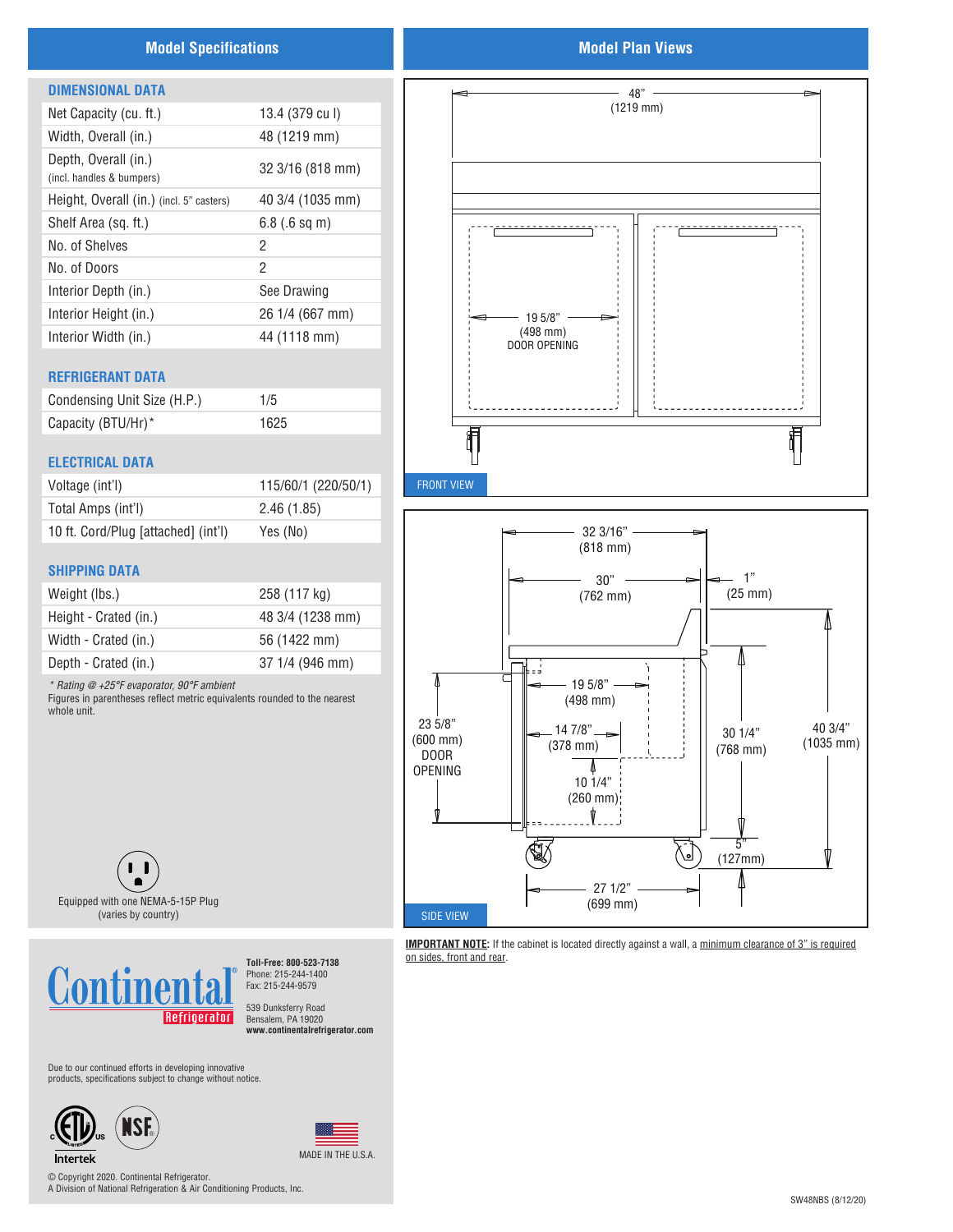## Model Specifications

### DIMENSIONAL DATA

| | |
|---|---|
| Net Capacity (cu. ft.) | 13.4 (379 cu l) |
| Width, Overall (in.) | 48 (1219 mm) |
| Depth, Overall (in.) (incl. handles & bumpers) | 32 3/16 (818 mm) |
| Height, Overall (in.) (incl. 5" casters) | 40 3/4 (1035 mm) |
| Shelf Area (sq. ft.) | 6.8 (.6 sq m) |
| No. of Shelves | 2 |
| No. of Doors | 2 |
| Interior Depth (in.) | See Drawing |
| Interior Height (in.) | 26 1/4 (667 mm) |
| Interior Width (in.) | 44 (1118 mm) |

### REFRIGERANT DATA

| | |
|---|---|
| Condensing Unit Size (H.P.) | 1/5 |
| Capacity (BTU/Hr)* | 1625 |

### ELECTRICAL DATA

| | |
|---|---|
| Voltage (int'l) | 115/60/1 (220/50/1) |
| Total Amps (int'l) | 2.46 (1.85) |
| 10 ft. Cord/Plug [attached] (int'l) | Yes (No) |

### SHIPPING DATA

| | |
|---|---|
| Weight (lbs.) | 258 (117 kg) |
| Height - Crated (in.) | 48 3/4 (1238 mm) |
| Width - Crated (in.) | 56 (1422 mm) |
| Depth - Crated (in.) | 37 1/4 (946 mm) |

*\* Rating @ +25°F evaporator, 90°F ambient*

Figures in parentheses reflect metric equivalents rounded to the nearest whole unit.

Equipped with one NEMA-5-15P Plug (varies by country)

## Model Plan Views

48"
(1219 mm)

19 5/8"
(498 mm)
DOOR OPENING

FRONT VIEW

32 3/16"
(818 mm)

30"
(762 mm)

1"
(25 mm)

19 5/8"
(498 mm)

23 5/8"
(600 mm)
DOOR
OPENING

14 7/8"
(378 mm)

10 1/4"
(260 mm)

30 1/4"
(768 mm)

40 3/4"
(1035 mm)

5"
(127mm)

27 1/2"
(699 mm)

SIDE VIEW

**IMPORTANT NOTE:** If the cabinet is located directly against a wall, a minimum clearance of 3" is required on sides, front and rear.

**Continental Refrigerator**

**Toll-Free: 800-523-7138**
Phone: 215-244-1400
Fax: 215-244-9579

539 Dunksferry Road
Bensalem, PA 19020
**www.continentalrefrigerator.com**

Due to our continued efforts in developing innovative products, specifications subject to change without notice.

Intertek

MADE IN THE U.S.A.

© Copyright 2020. Continental Refrigerator.
A Division of National Refrigeration & Air Conditioning Products, Inc.

SW48NBS (8/12/20)